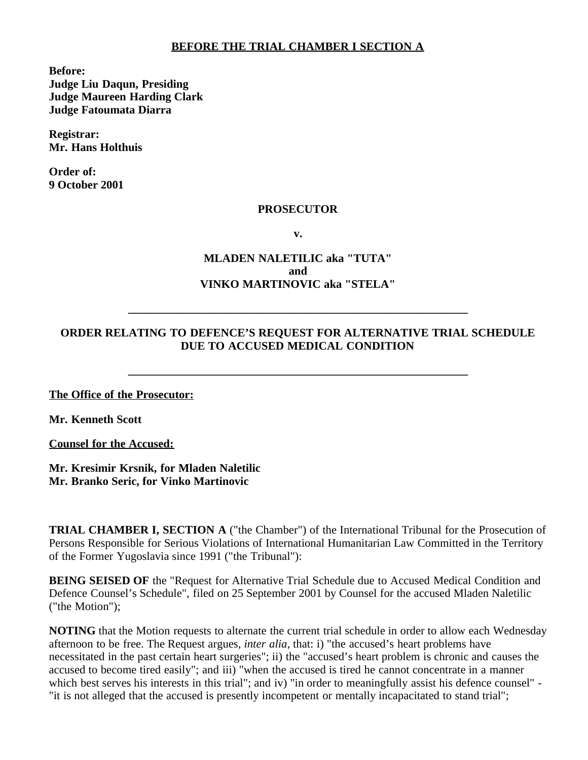**BEFORE THE TRIAL CHAMBER I SECTION A**

**Before:**
**Judge Liu Daqun, Presiding**
**Judge Maureen Harding Clark**
**Judge Fatoumata Diarra**

**Registrar:**
**Mr. Hans Holthuis**

**Order of:**
**9 October 2001**

**PROSECUTOR**

**v.**

**MLADEN NALETILIC aka "TUTA"**
**and**
**VINKO MARTINOVIC aka "STELA"**

---

**ORDER RELATING TO DEFENCE'S REQUEST FOR ALTERNATIVE TRIAL SCHEDULE DUE TO ACCUSED MEDICAL CONDITION**

---

**The Office of the Prosecutor:**

**Mr. Kenneth Scott**

**Counsel for the Accused:**

**Mr. Kresimir Krsnik, for Mladen Naletilic**
**Mr. Branko Seric, for Vinko Martinovic**

**TRIAL CHAMBER I, SECTION A** ("the Chamber") of the International Tribunal for the Prosecution of Persons Responsible for Serious Violations of International Humanitarian Law Committed in the Territory of the Former Yugoslavia since 1991 ("the Tribunal"):

**BEING SEISED OF** the "Request for Alternative Trial Schedule due to Accused Medical Condition and Defence Counsel's Schedule", filed on 25 September 2001 by Counsel for the accused Mladen Naletilic ("the Motion");

**NOTING** that the Motion requests to alternate the current trial schedule in order to allow each Wednesday afternoon to be free. The Request argues, *inter alia*, that: i) "the accused's heart problems have necessitated in the past certain heart surgeries"; ii) the "accused's heart problem is chronic and causes the accused to become tired easily"; and iii) "when the accused is tired he cannot concentrate in a manner which best serves his interests in this trial"; and iv) "in order to meaningfully assist his defence counsel" - "it is not alleged that the accused is presently incompetent or mentally incapacitated to stand trial";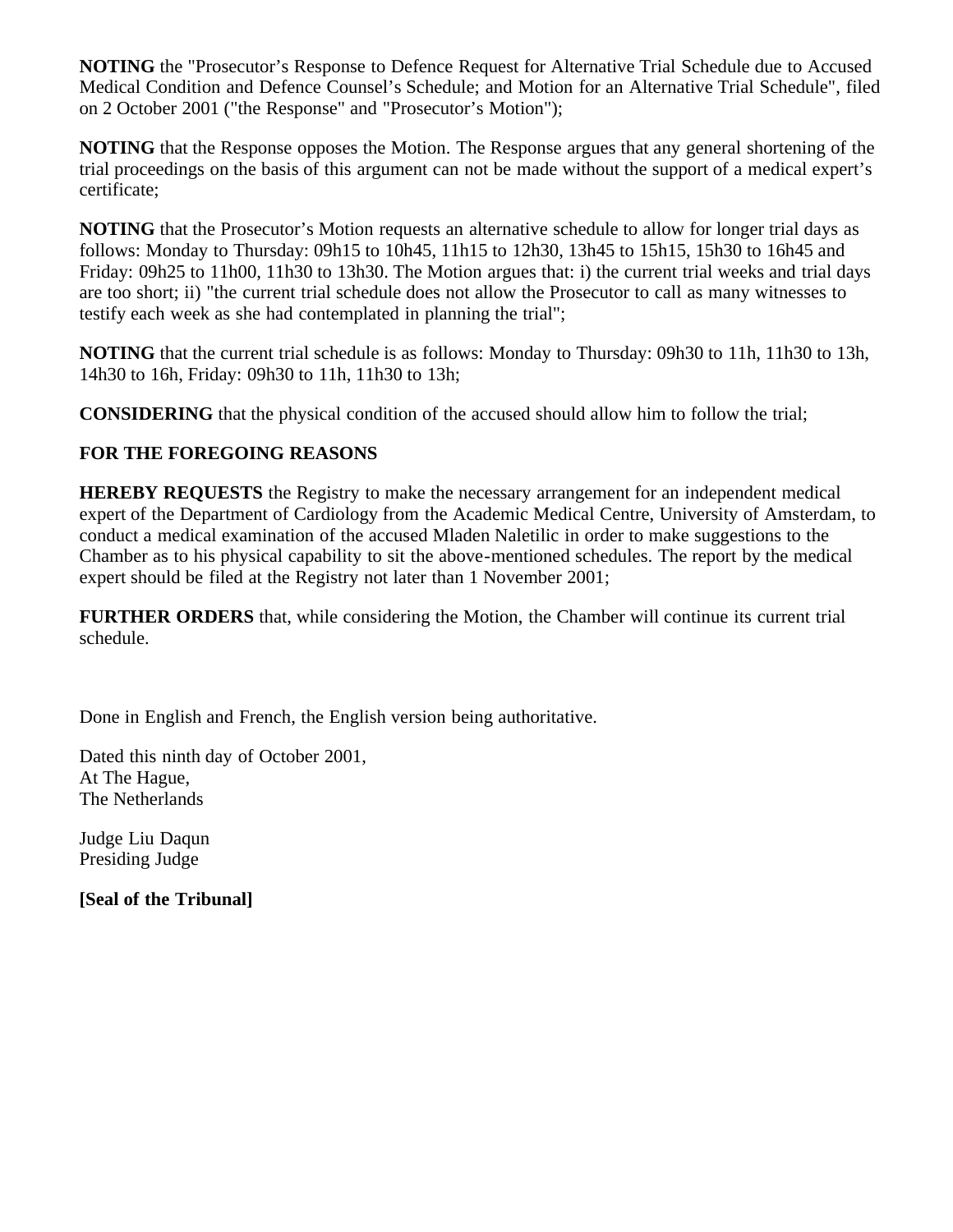**NOTING** the "Prosecutor's Response to Defence Request for Alternative Trial Schedule due to Accused Medical Condition and Defence Counsel's Schedule; and Motion for an Alternative Trial Schedule", filed on 2 October 2001 ("the Response" and "Prosecutor's Motion");

**NOTING** that the Response opposes the Motion. The Response argues that any general shortening of the trial proceedings on the basis of this argument can not be made without the support of a medical expert's certificate;

**NOTING** that the Prosecutor's Motion requests an alternative schedule to allow for longer trial days as follows: Monday to Thursday: 09h15 to 10h45, 11h15 to 12h30, 13h45 to 15h15, 15h30 to 16h45 and Friday: 09h25 to 11h00, 11h30 to 13h30. The Motion argues that: i) the current trial weeks and trial days are too short; ii) "the current trial schedule does not allow the Prosecutor to call as many witnesses to testify each week as she had contemplated in planning the trial";

**NOTING** that the current trial schedule is as follows: Monday to Thursday: 09h30 to 11h, 11h30 to 13h, 14h30 to 16h, Friday: 09h30 to 11h, 11h30 to 13h;

**CONSIDERING** that the physical condition of the accused should allow him to follow the trial;

**FOR THE FOREGOING REASONS**

**HEREBY REQUESTS** the Registry to make the necessary arrangement for an independent medical expert of the Department of Cardiology from the Academic Medical Centre, University of Amsterdam, to conduct a medical examination of the accused Mladen Naletilic in order to make suggestions to the Chamber as to his physical capability to sit the above-mentioned schedules. The report by the medical expert should be filed at the Registry not later than 1 November 2001;

**FURTHER ORDERS** that, while considering the Motion, the Chamber will continue its current trial schedule.

Done in English and French, the English version being authoritative.

Dated this ninth day of October 2001,
At The Hague,
The Netherlands

Judge Liu Daqun
Presiding Judge

**[Seal of the Tribunal]**